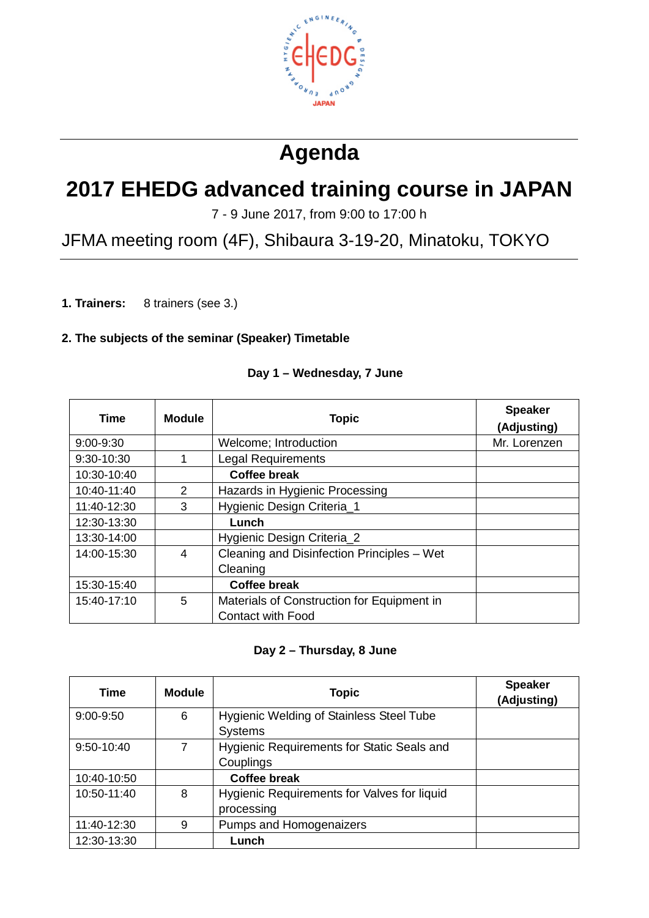# Agenda

# 2017 EHEDG advanced training course in JAPAN

7 - 9 June 2017, from 9:00 to 17:00 h

## JFMA meeting room (4F), Shibaura 3-19-20, Minatoku, TOKYO

**1. Trainers:** 8 trainers (see 3.)

**2. The subjects of the seminar (Speaker) Timetable**

**Day 1 – Wednesday, 7 June**

| Time | Module | Topic | Speaker (Adjusting) |
|---|---|---|---|
| 9:00-9:30 | | Welcome; Introduction | Mr. Lorenzen |
| 9:30-10:30 | 1 | Legal Requirements | |
| 10:30-10:40 | | **Coffee break** | |
| 10:40-11:40 | 2 | Hazards in Hygienic Processing | |
| 11:40-12:30 | 3 | Hygienic Design Criteria_1 | |
| 12:30-13:30 | | **Lunch** | |
| 13:30-14:00 | | Hygienic Design Criteria_2 | |
| 14:00-15:30 | 4 | Cleaning and Disinfection Principles – Wet Cleaning | |
| 15:30-15:40 | | **Coffee break** | |
| 15:40-17:10 | 5 | Materials of Construction for Equipment in Contact with Food | |

**Day 2 – Thursday, 8 June**

| Time | Module | Topic | Speaker (Adjusting) |
|---|---|---|---|
| 9:00-9:50 | 6 | Hygienic Welding of Stainless Steel Tube Systems | |
| 9:50-10:40 | 7 | Hygienic Requirements for Static Seals and Couplings | |
| 10:40-10:50 | | **Coffee break** | |
| 10:50-11:40 | 8 | Hygienic Requirements for Valves for liquid processing | |
| 11:40-12:30 | 9 | Pumps and Homogenaizers | |
| 12:30-13:30 | | **Lunch** | |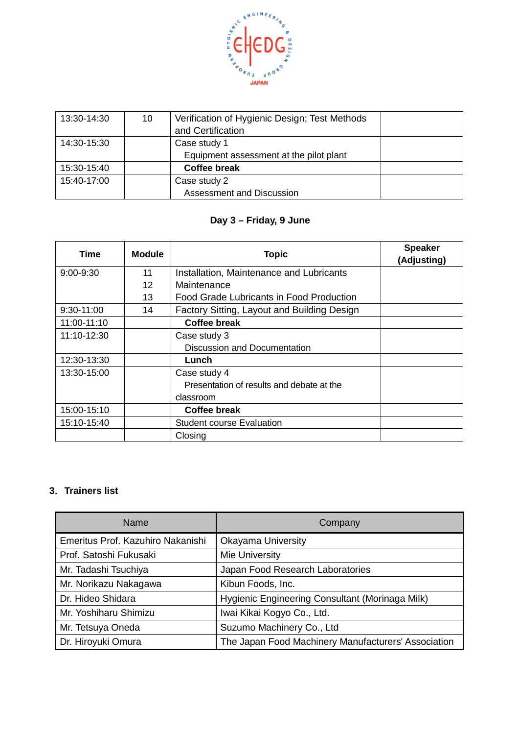| | | | |
|---|---|---|---|
| 13:30-14:30 | 10 | Verification of Hygienic Design; Test Methods and Certification | |
| 14:30-15:30 | | Case study 1<br>Equipment assessment at the pilot plant | |
| 15:30-15:40 | | **Coffee break** | |
| 15:40-17:00 | | Case study 2<br>Assessment and Discussion | |

**Day 3 – Friday, 9 June**

| Time | Module | Topic | Speaker (Adjusting) |
|---|---|---|---|
| 9:00-9:30 | 11<br>12<br>13 | Installation, Maintenance and Lubricants<br>Maintenance<br>Food Grade Lubricants in Food Production | |
| 9:30-11:00 | 14 | Factory Sitting, Layout and Building Design | |
| 11:00-11:10 | | **Coffee break** | |
| 11:10-12:30 | | Case study 3<br>Discussion and Documentation | |
| 12:30-13:30 | | **Lunch** | |
| 13:30-15:00 | | Case study 4<br>Presentation of results and debate at the classroom | |
| 15:00-15:10 | | **Coffee break** | |
| 15:10-15:40 | | Student course Evaluation | |
| | | Closing | |

### 3. Trainers list

| Name | Company |
|---|---|
| Emeritus Prof. Kazuhiro Nakanishi | Okayama University |
| Prof. Satoshi Fukusaki | Mie University |
| Mr. Tadashi Tsuchiya | Japan Food Research Laboratories |
| Mr. Norikazu Nakagawa | Kibun Foods, Inc. |
| Dr. Hideo Shidara | Hygienic Engineering Consultant (Morinaga Milk) |
| Mr. Yoshiharu Shimizu | Iwai Kikai Kogyo Co., Ltd. |
| Mr. Tetsuya Oneda | Suzumo Machinery Co., Ltd |
| Dr. Hiroyuki Omura | The Japan Food Machinery Manufacturers' Association |